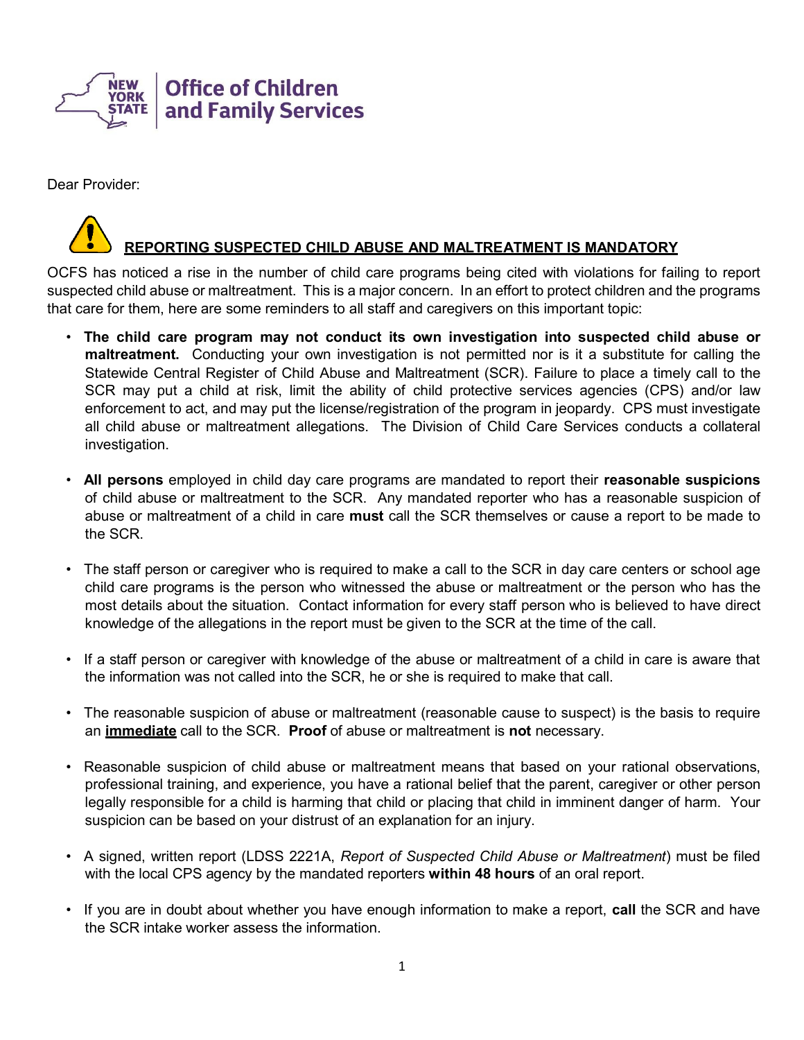New York State Office of Children and Family Services

Dear Provider:

## REPORTING SUSPECTED CHILD ABUSE AND MALTREATMENT IS MANDATORY

OCFS has noticed a rise in the number of child care programs being cited with violations for failing to report suspected child abuse or maltreatment. This is a major concern. In an effort to protect children and the programs that care for them, here are some reminders to all staff and caregivers on this important topic:

- **The child care program may not conduct its own investigation into suspected child abuse or maltreatment.** Conducting your own investigation is not permitted nor is it a substitute for calling the Statewide Central Register of Child Abuse and Maltreatment (SCR). Failure to place a timely call to the SCR may put a child at risk, limit the ability of child protective services agencies (CPS) and/or law enforcement to act, and may put the license/registration of the program in jeopardy. CPS must investigate all child abuse or maltreatment allegations. The Division of Child Care Services conducts a collateral investigation.

- **All persons** employed in child day care programs are mandated to report their **reasonable suspicions** of child abuse or maltreatment to the SCR. Any mandated reporter who has a reasonable suspicion of abuse or maltreatment of a child in care **must** call the SCR themselves or cause a report to be made to the SCR.

- The staff person or caregiver who is required to make a call to the SCR in day care centers or school age child care programs is the person who witnessed the abuse or maltreatment or the person who has the most details about the situation. Contact information for every staff person who is believed to have direct knowledge of the allegations in the report must be given to the SCR at the time of the call.

- If a staff person or caregiver with knowledge of the abuse or maltreatment of a child in care is aware that the information was not called into the SCR, he or she is required to make that call.

- The reasonable suspicion of abuse or maltreatment (reasonable cause to suspect) is the basis to require an <u>**immediate**</u> call to the SCR. **Proof** of abuse or maltreatment is **not** necessary.

- Reasonable suspicion of child abuse or maltreatment means that based on your rational observations, professional training, and experience, you have a rational belief that the parent, caregiver or other person legally responsible for a child is harming that child or placing that child in imminent danger of harm. Your suspicion can be based on your distrust of an explanation for an injury.

- A signed, written report (LDSS 2221A, *Report of Suspected Child Abuse or Maltreatment*) must be filed with the local CPS agency by the mandated reporters **within 48 hours** of an oral report.

- If you are in doubt about whether you have enough information to make a report, **call** the SCR and have the SCR intake worker assess the information.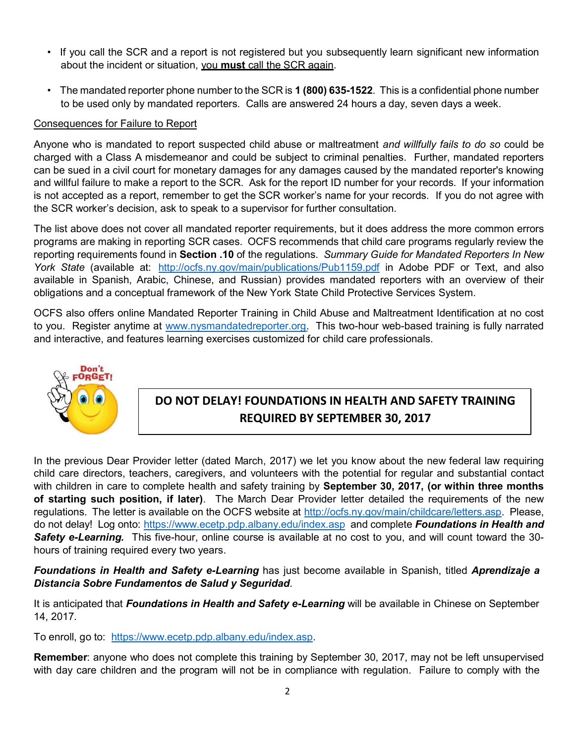- If you call the SCR and a report is not registered but you subsequently learn significant new information about the incident or situation, you **must** call the SCR again.
- The mandated reporter phone number to the SCR is **1 (800) 635-1522**. This is a confidential phone number to be used only by mandated reporters. Calls are answered 24 hours a day, seven days a week.

Consequences for Failure to Report

Anyone who is mandated to report suspected child abuse or maltreatment *and willfully fails to do so* could be charged with a Class A misdemeanor and could be subject to criminal penalties. Further, mandated reporters can be sued in a civil court for monetary damages for any damages caused by the mandated reporter's knowing and willful failure to make a report to the SCR. Ask for the report ID number for your records. If your information is not accepted as a report, remember to get the SCR worker's name for your records. If you do not agree with the SCR worker's decision, ask to speak to a supervisor for further consultation.

The list above does not cover all mandated reporter requirements, but it does address the more common errors programs are making in reporting SCR cases. OCFS recommends that child care programs regularly review the reporting requirements found in **Section .10** of the regulations. *Summary Guide for Mandated Reporters In New York State* (available at: http://ocfs.ny.gov/main/publications/Pub1159.pdf in Adobe PDF or Text, and also available in Spanish, Arabic, Chinese, and Russian) provides mandated reporters with an overview of their obligations and a conceptual framework of the New York State Child Protective Services System.

OCFS also offers online Mandated Reporter Training in Child Abuse and Maltreatment Identification at no cost to you. Register anytime at www.nysmandatedreporter.org. This two-hour web-based training is fully narrated and interactive, and features learning exercises customized for child care professionals.

Don't FORGET!

## DO NOT DELAY! FOUNDATIONS IN HEALTH AND SAFETY TRAINING REQUIRED BY SEPTEMBER 30, 2017

In the previous Dear Provider letter (dated March, 2017) we let you know about the new federal law requiring child care directors, teachers, caregivers, and volunteers with the potential for regular and substantial contact with children in care to complete health and safety training by **September 30, 2017, (or within three months of starting such position, if later)**. The March Dear Provider letter detailed the requirements of the new regulations. The letter is available on the OCFS website at http://ocfs.ny.gov/main/childcare/letters.asp. Please, do not delay! Log onto: https://www.ecetp.pdp.albany.edu/index.asp and complete ***Foundations in Health and Safety e-Learning.*** This five-hour, online course is available at no cost to you, and will count toward the 30-hours of training required every two years.

***Foundations in Health and Safety e-Learning*** has just become available in Spanish, titled ***Aprendizaje a Distancia Sobre Fundamentos de Salud y Seguridad***.

It is anticipated that ***Foundations in Health and Safety e-Learning*** will be available in Chinese on September 14, 2017.

To enroll, go to: https://www.ecetp.pdp.albany.edu/index.asp.

**Remember**: anyone who does not complete this training by September 30, 2017, may not be left unsupervised with day care children and the program will not be in compliance with regulation. Failure to comply with the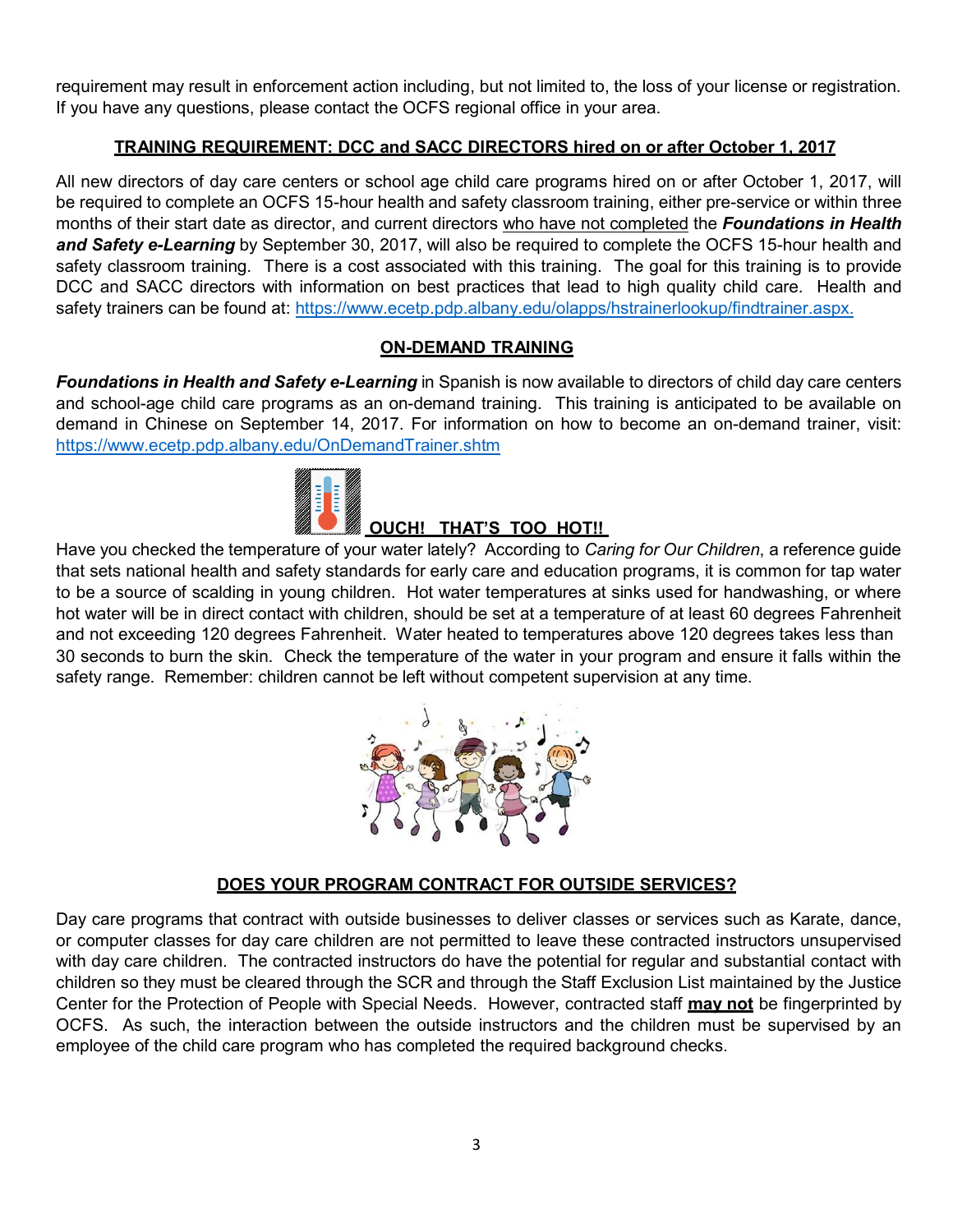requirement may result in enforcement action including, but not limited to, the loss of your license or registration. If you have any questions, please contact the OCFS regional office in your area.

## TRAINING REQUIREMENT: DCC and SACC DIRECTORS hired on or after October 1, 2017

All new directors of day care centers or school age child care programs hired on or after October 1, 2017, will be required to complete an OCFS 15-hour health and safety classroom training, either pre-service or within three months of their start date as director, and current directors who have not completed the ***Foundations in Health and Safety e-Learning*** by September 30, 2017, will also be required to complete the OCFS 15-hour health and safety classroom training. There is a cost associated with this training. The goal for this training is to provide DCC and SACC directors with information on best practices that lead to high quality child care. Health and safety trainers can be found at: https://www.ecetp.pdp.albany.edu/olapps/hstrainerlookup/findtrainer.aspx.

## ON-DEMAND TRAINING

***Foundations in Health and Safety e-Learning*** in Spanish is now available to directors of child day care centers and school-age child care programs as an on-demand training. This training is anticipated to be available on demand in Chinese on September 14, 2017. For information on how to become an on-demand trainer, visit: https://www.ecetp.pdp.albany.edu/OnDemandTrainer.shtm

## OUCH! THAT'S TOO HOT!!

Have you checked the temperature of your water lately? According to *Caring for Our Children*, a reference guide that sets national health and safety standards for early care and education programs, it is common for tap water to be a source of scalding in young children. Hot water temperatures at sinks used for handwashing, or where hot water will be in direct contact with children, should be set at a temperature of at least 60 degrees Fahrenheit and not exceeding 120 degrees Fahrenheit. Water heated to temperatures above 120 degrees takes less than 30 seconds to burn the skin. Check the temperature of the water in your program and ensure it falls within the safety range. Remember: children cannot be left without competent supervision at any time.

## DOES YOUR PROGRAM CONTRACT FOR OUTSIDE SERVICES?

Day care programs that contract with outside businesses to deliver classes or services such as Karate, dance, or computer classes for day care children are not permitted to leave these contracted instructors unsupervised with day care children. The contracted instructors do have the potential for regular and substantial contact with children so they must be cleared through the SCR and through the Staff Exclusion List maintained by the Justice Center for the Protection of People with Special Needs. However, contracted staff **may not** be fingerprinted by OCFS. As such, the interaction between the outside instructors and the children must be supervised by an employee of the child care program who has completed the required background checks.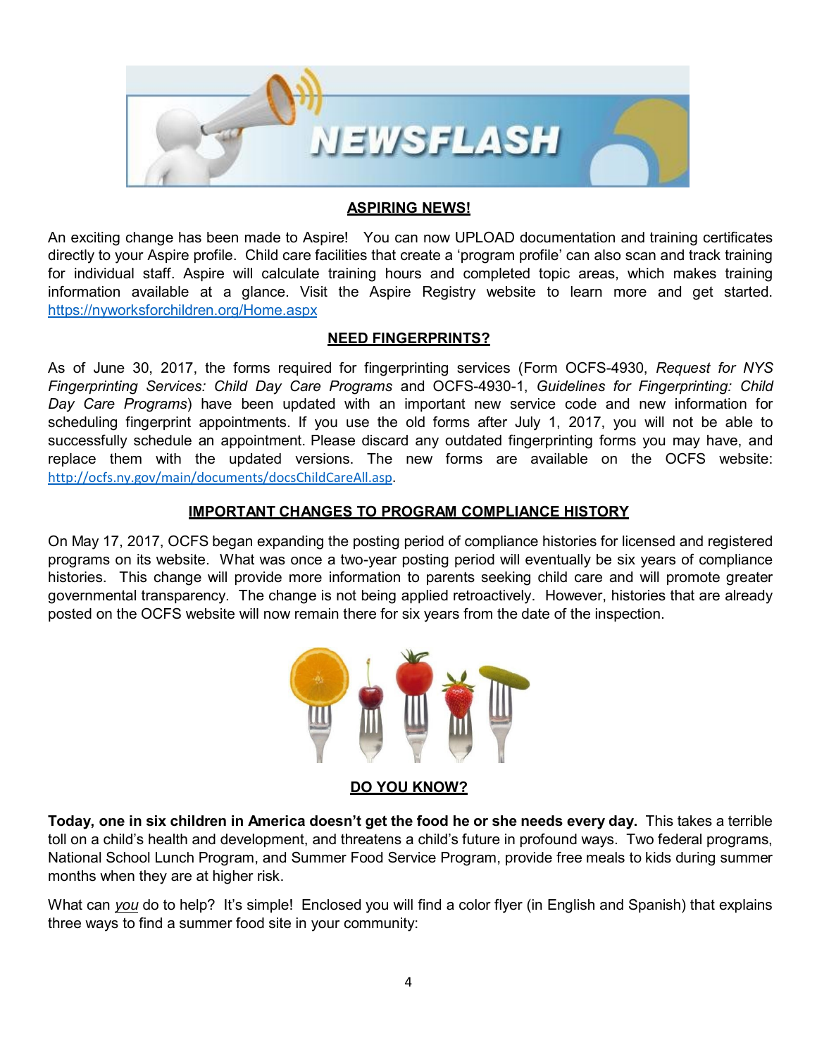# NEWSFLASH

## ASPIRING NEWS!

An exciting change has been made to Aspire! You can now UPLOAD documentation and training certificates directly to your Aspire profile. Child care facilities that create a 'program profile' can also scan and track training for individual staff. Aspire will calculate training hours and completed topic areas, which makes training information available at a glance. Visit the Aspire Registry website to learn more and get started. https://nyworksforchildren.org/Home.aspx

## NEED FINGERPRINTS?

As of June 30, 2017, the forms required for fingerprinting services (Form OCFS-4930, *Request for NYS Fingerprinting Services: Child Day Care Programs* and OCFS-4930-1, *Guidelines for Fingerprinting: Child Day Care Programs*) have been updated with an important new service code and new information for scheduling fingerprint appointments. If you use the old forms after July 1, 2017, you will not be able to successfully schedule an appointment. Please discard any outdated fingerprinting forms you may have, and replace them with the updated versions. The new forms are available on the OCFS website: http://ocfs.ny.gov/main/documents/docsChildCareAll.asp.

## IMPORTANT CHANGES TO PROGRAM COMPLIANCE HISTORY

On May 17, 2017, OCFS began expanding the posting period of compliance histories for licensed and registered programs on its website. What was once a two-year posting period will eventually be six years of compliance histories. This change will provide more information to parents seeking child care and will promote greater governmental transparency. The change is not being applied retroactively. However, histories that are already posted on the OCFS website will now remain there for six years from the date of the inspection.

## DO YOU KNOW?

**Today, one in six children in America doesn't get the food he or she needs every day.** This takes a terrible toll on a child's health and development, and threatens a child's future in profound ways. Two federal programs, National School Lunch Program, and Summer Food Service Program, provide free meals to kids during summer months when they are at higher risk.

What can *you* do to help? It's simple! Enclosed you will find a color flyer (in English and Spanish) that explains three ways to find a summer food site in your community: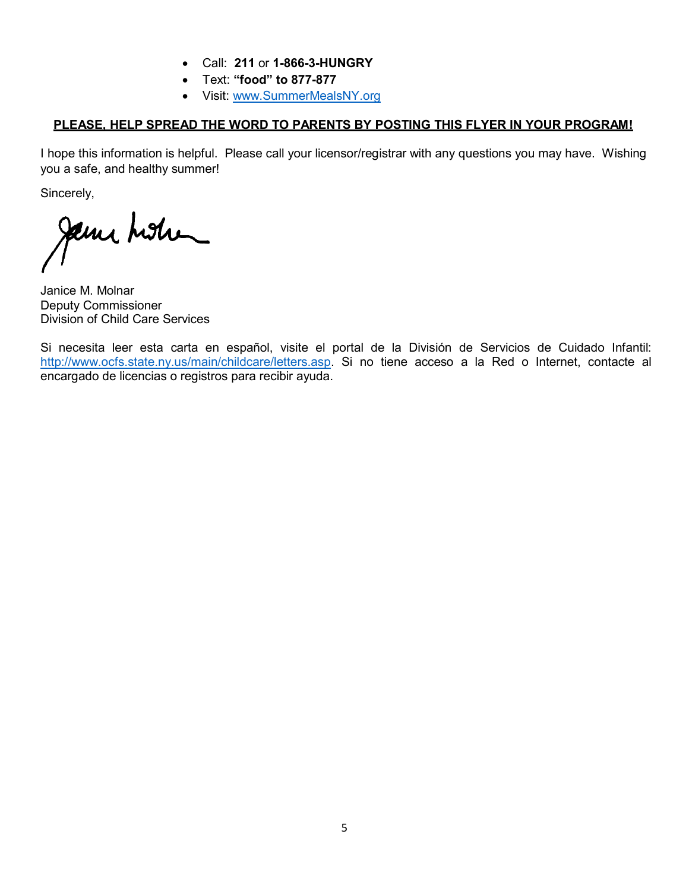- Call: **211** or **1-866-3-HUNGRY**
- Text: **"food" to 877-877**
- Visit: [www.SummerMealsNY.org](www.SummerMealsNY.org)

**PLEASE, HELP SPREAD THE WORD TO PARENTS BY POSTING THIS FLYER IN YOUR PROGRAM!**

I hope this information is helpful. Please call your licensor/registrar with any questions you may have. Wishing you a safe, and healthy summer!

Sincerely,

Janice M. Molnar
Deputy Commissioner
Division of Child Care Services

Si necesita leer esta carta en español, visite el portal de la División de Servicios de Cuidado Infantil: [http://www.ocfs.state.ny.us/main/childcare/letters.asp](http://www.ocfs.state.ny.us/main/childcare/letters.asp). Si no tiene acceso a la Red o Internet, contacte al encargado de licencias o registros para recibir ayuda.